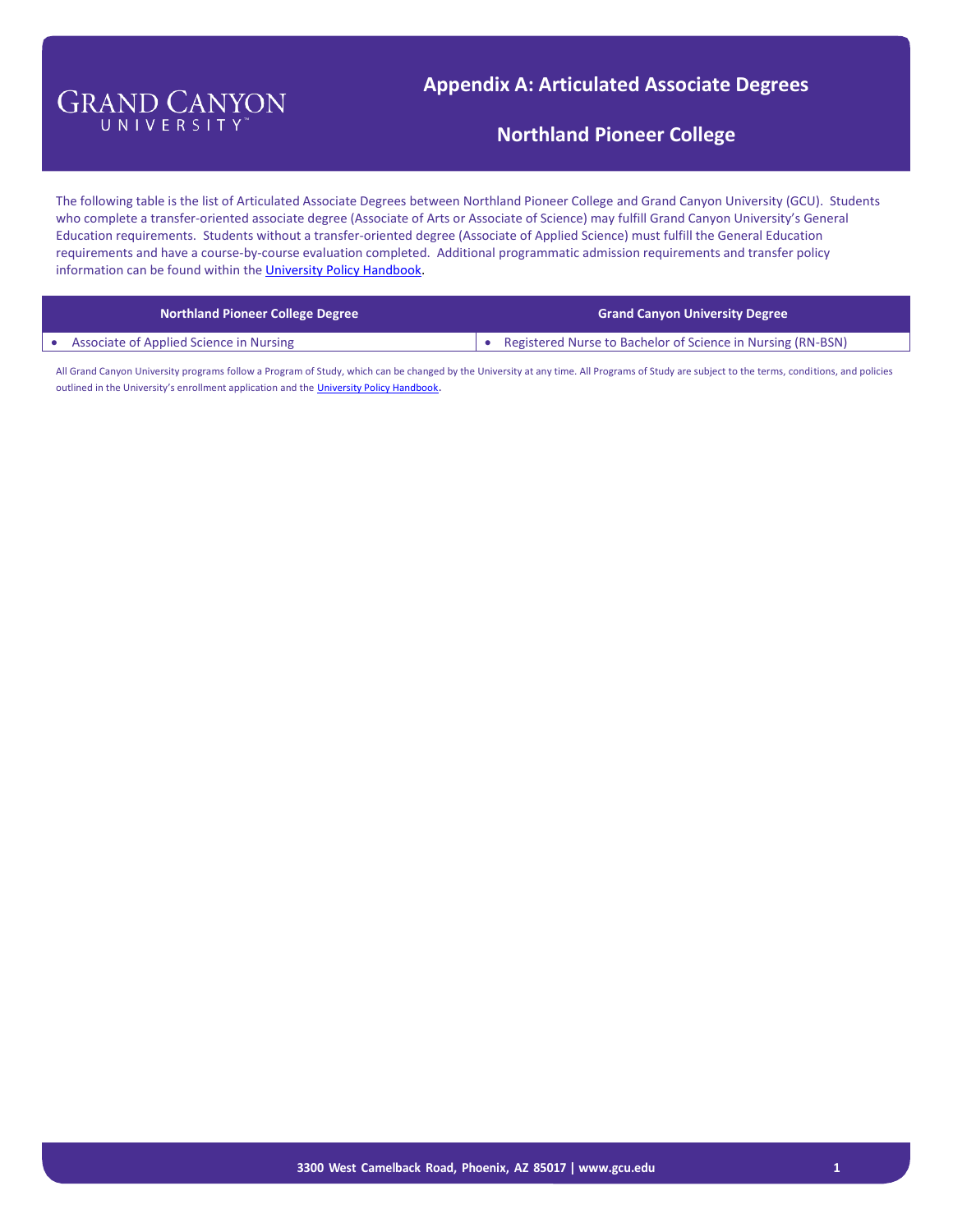GRAND CANYON UNIVERSITY™

# Appendix A: Articulated Associate Degrees

## Northland Pioneer College

The following table is the list of Articulated Associate Degrees between Northland Pioneer College and Grand Canyon University (GCU). Students who complete a transfer-oriented associate degree (Associate of Arts or Associate of Science) may fulfill Grand Canyon University's General Education requirements. Students without a transfer-oriented degree (Associate of Applied Science) must fulfill the General Education requirements and have a course-by-course evaluation completed. Additional programmatic admission requirements and transfer policy information can be found within the University Policy Handbook.

| Northland Pioneer College Degree | Grand Canyon University Degree |
| --- | --- |
| • Associate of Applied Science in Nursing | • Registered Nurse to Bachelor of Science in Nursing (RN-BSN) |

All Grand Canyon University programs follow a Program of Study, which can be changed by the University at any time. All Programs of Study are subject to the terms, conditions, and policies outlined in the University's enrollment application and the University Policy Handbook.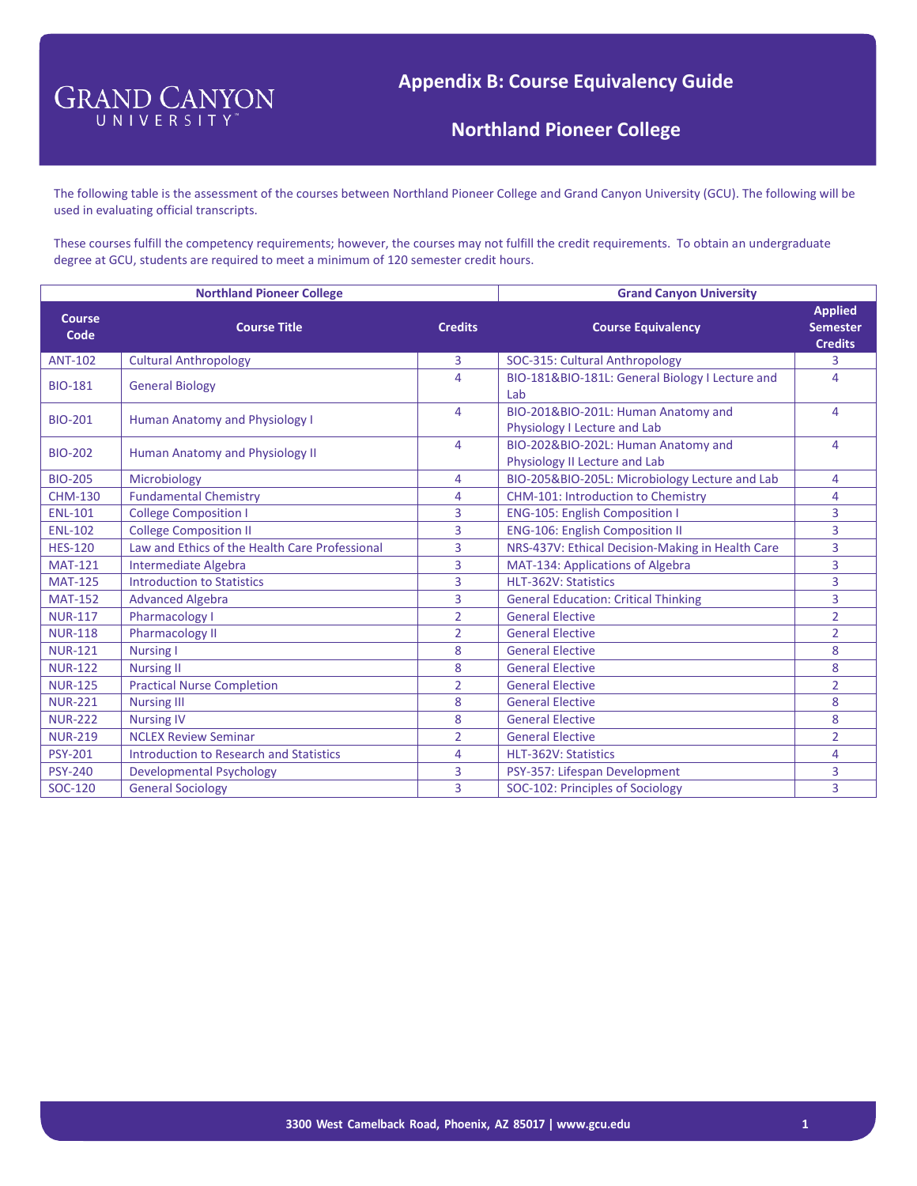# Appendix B: Course Equivalency Guide

## Northland Pioneer College

The following table is the assessment of the courses between Northland Pioneer College and Grand Canyon University (GCU). The following will be used in evaluating official transcripts.

These courses fulfill the competency requirements; however, the courses may not fulfill the credit requirements. To obtain an undergraduate degree at GCU, students are required to meet a minimum of 120 semester credit hours.

| Northland Pioneer College | | | Grand Canyon University | |
|---|---|---|---|---|
| **Course Code** | **Course Title** | **Credits** | **Course Equivalency** | **Applied Semester Credits** |
| ANT-102 | Cultural Anthropology | 3 | SOC-315: Cultural Anthropology | 3 |
| BIO-181 | General Biology | 4 | BIO-181&BIO-181L: General Biology I Lecture and Lab | 4 |
| BIO-201 | Human Anatomy and Physiology I | 4 | BIO-201&BIO-201L: Human Anatomy and Physiology I Lecture and Lab | 4 |
| BIO-202 | Human Anatomy and Physiology II | 4 | BIO-202&BIO-202L: Human Anatomy and Physiology II Lecture and Lab | 4 |
| BIO-205 | Microbiology | 4 | BIO-205&BIO-205L: Microbiology Lecture and Lab | 4 |
| CHM-130 | Fundamental Chemistry | 4 | CHM-101: Introduction to Chemistry | 4 |
| ENL-101 | College Composition I | 3 | ENG-105: English Composition I | 3 |
| ENL-102 | College Composition II | 3 | ENG-106: English Composition II | 3 |
| HES-120 | Law and Ethics of the Health Care Professional | 3 | NRS-437V: Ethical Decision-Making in Health Care | 3 |
| MAT-121 | Intermediate Algebra | 3 | MAT-134: Applications of Algebra | 3 |
| MAT-125 | Introduction to Statistics | 3 | HLT-362V: Statistics | 3 |
| MAT-152 | Advanced Algebra | 3 | General Education: Critical Thinking | 3 |
| NUR-117 | Pharmacology I | 2 | General Elective | 2 |
| NUR-118 | Pharmacology II | 2 | General Elective | 2 |
| NUR-121 | Nursing I | 8 | General Elective | 8 |
| NUR-122 | Nursing II | 8 | General Elective | 8 |
| NUR-125 | Practical Nurse Completion | 2 | General Elective | 2 |
| NUR-221 | Nursing III | 8 | General Elective | 8 |
| NUR-222 | Nursing IV | 8 | General Elective | 8 |
| NUR-219 | NCLEX Review Seminar | 2 | General Elective | 2 |
| PSY-201 | Introduction to Research and Statistics | 4 | HLT-362V: Statistics | 4 |
| PSY-240 | Developmental Psychology | 3 | PSY-357: Lifespan Development | 3 |
| SOC-120 | General Sociology | 3 | SOC-102: Principles of Sociology | 3 |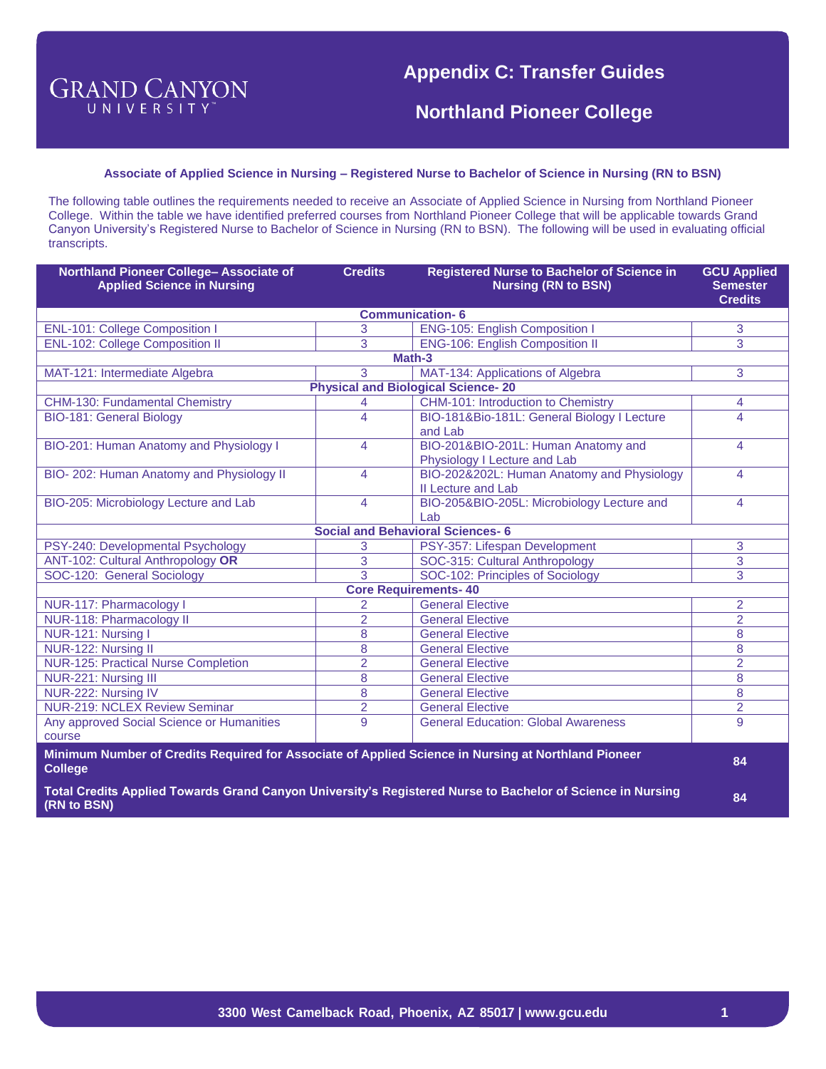# Appendix C: Transfer Guides

## Northland Pioneer College

### Associate of Applied Science in Nursing – Registered Nurse to Bachelor of Science in Nursing (RN to BSN)

The following table outlines the requirements needed to receive an Associate of Applied Science in Nursing from Northland Pioneer College. Within the table we have identified preferred courses from Northland Pioneer College that will be applicable towards Grand Canyon University's Registered Nurse to Bachelor of Science in Nursing (RN to BSN). The following will be used in evaluating official transcripts.

| Northland Pioneer College– Associate of Applied Science in Nursing | Credits | Registered Nurse to Bachelor of Science in Nursing (RN to BSN) | GCU Applied Semester Credits |
|---|---|---|---|
| **Communication- 6** | | | |
| ENL-101: College Composition I | 3 | ENG-105: English Composition I | 3 |
| ENL-102: College Composition II | 3 | ENG-106: English Composition II | 3 |
| **Math-3** | | | |
| MAT-121: Intermediate Algebra | 3 | MAT-134: Applications of Algebra | 3 |
| **Physical and Biological Science- 20** | | | |
| CHM-130: Fundamental Chemistry | 4 | CHM-101: Introduction to Chemistry | 4 |
| BIO-181: General Biology | 4 | BIO-181&Bio-181L: General Biology I Lecture and Lab | 4 |
| BIO-201: Human Anatomy and Physiology I | 4 | BIO-201&BIO-201L: Human Anatomy and Physiology I Lecture and Lab | 4 |
| BIO- 202: Human Anatomy and Physiology II | 4 | BIO-202&202L: Human Anatomy and Physiology II Lecture and Lab | 4 |
| BIO-205: Microbiology Lecture and Lab | 4 | BIO-205&BIO-205L: Microbiology Lecture and Lab | 4 |
| **Social and Behavioral Sciences- 6** | | | |
| PSY-240: Developmental Psychology | 3 | PSY-357: Lifespan Development | 3 |
| ANT-102: Cultural Anthropology **OR** | 3 | SOC-315: Cultural Anthropology | 3 |
| SOC-120: General Sociology | 3 | SOC-102: Principles of Sociology | 3 |
| **Core Requirements- 40** | | | |
| NUR-117: Pharmacology I | 2 | General Elective | 2 |
| NUR-118: Pharmacology II | 2 | General Elective | 2 |
| NUR-121: Nursing I | 8 | General Elective | 8 |
| NUR-122: Nursing II | 8 | General Elective | 8 |
| NUR-125: Practical Nurse Completion | 2 | General Elective | 2 |
| NUR-221: Nursing III | 8 | General Elective | 8 |
| NUR-222: Nursing IV | 8 | General Elective | 8 |
| NUR-219: NCLEX Review Seminar | 2 | General Elective | 2 |
| Any approved Social Science or Humanities course | 9 | General Education: Global Awareness | 9 |
| **Minimum Number of Credits Required for Associate of Applied Science in Nursing at Northland Pioneer College** | | | **84** |
| **Total Credits Applied Towards Grand Canyon University's Registered Nurse to Bachelor of Science in Nursing (RN to BSN)** | | | **84** |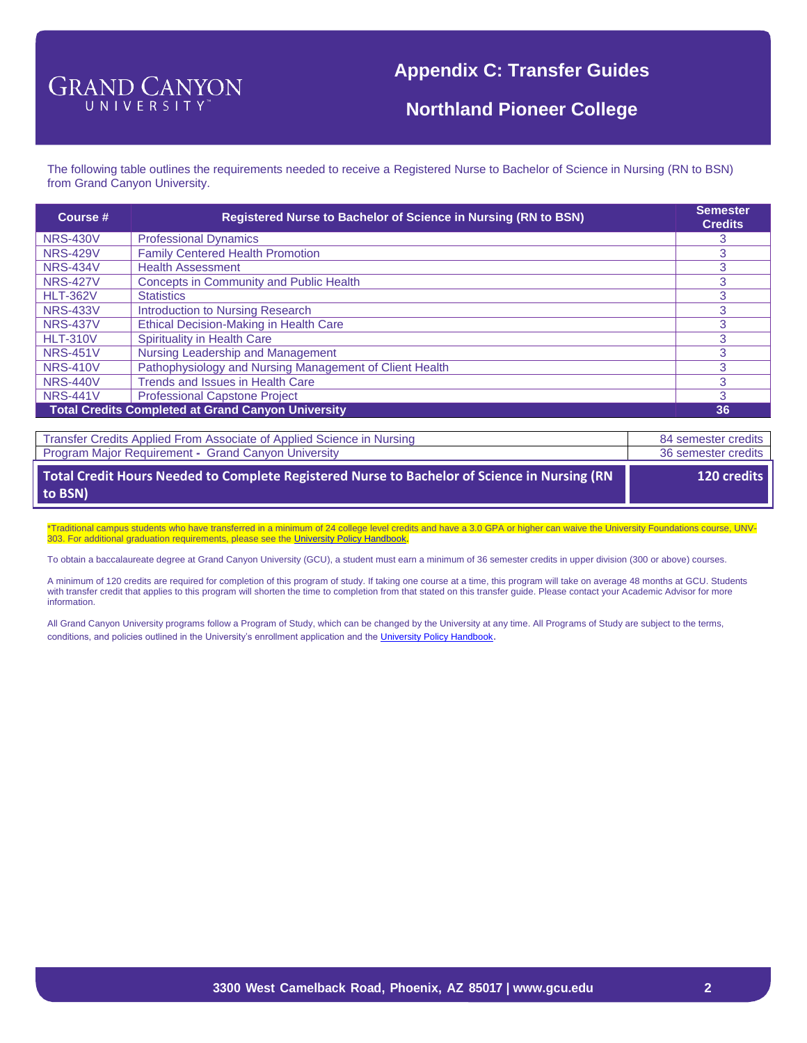# Appendix C: Transfer Guides

## Northland Pioneer College

The following table outlines the requirements needed to receive a Registered Nurse to Bachelor of Science in Nursing (RN to BSN) from Grand Canyon University.

| Course # | Registered Nurse to Bachelor of Science in Nursing (RN to BSN) | Semester Credits |
|---|---|---|
| NRS-430V | Professional Dynamics | 3 |
| NRS-429V | Family Centered Health Promotion | 3 |
| NRS-434V | Health Assessment | 3 |
| NRS-427V | Concepts in Community and Public Health | 3 |
| HLT-362V | Statistics | 3 |
| NRS-433V | Introduction to Nursing Research | 3 |
| NRS-437V | Ethical Decision-Making in Health Care | 3 |
| HLT-310V | Spirituality in Health Care | 3 |
| NRS-451V | Nursing Leadership and Management | 3 |
| NRS-410V | Pathophysiology and Nursing Management of Client Health | 3 |
| NRS-440V | Trends and Issues in Health Care | 3 |
| NRS-441V | Professional Capstone Project | 3 |
| **Total Credits Completed at Grand Canyon University** | | **36** |

| | |
|---|---|
| Transfer Credits Applied From Associate of Applied Science in Nursing | 84 semester credits |
| Program Major Requirement - Grand Canyon University | 36 semester credits |
| **Total Credit Hours Needed to Complete Registered Nurse to Bachelor of Science in Nursing (RN to BSN)** | **120 credits** |

*Traditional campus students who have transferred in a minimum of 24 college level credits and have a 3.0 GPA or higher can waive the University Foundations course, UNV-303. For additional graduation requirements, please see the University Policy Handbook.

To obtain a baccalaureate degree at Grand Canyon University (GCU), a student must earn a minimum of 36 semester credits in upper division (300 or above) courses.

A minimum of 120 credits are required for completion of this program of study. If taking one course at a time, this program will take on average 48 months at GCU. Students with transfer credit that applies to this program will shorten the time to completion from that stated on this transfer guide. Please contact your Academic Advisor for more information.

All Grand Canyon University programs follow a Program of Study, which can be changed by the University at any time. All Programs of Study are subject to the terms, conditions, and policies outlined in the University's enrollment application and the University Policy Handbook.